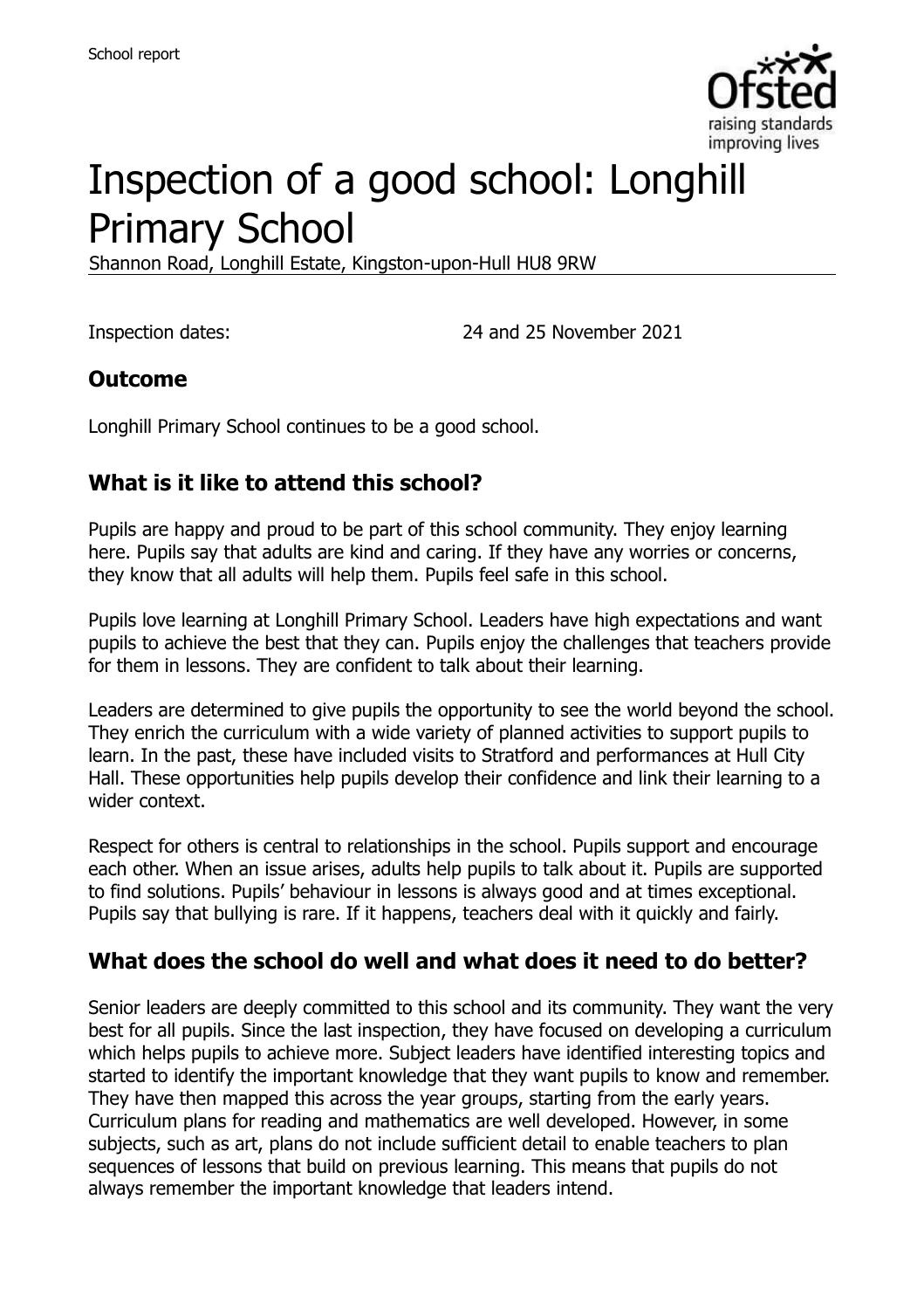School report

# Inspection of a good school: Longhill Primary School

Shannon Road, Longhill Estate, Kingston-upon-Hull HU8 9RW

Inspection dates: 24 and 25 November 2021

## Outcome

Longhill Primary School continues to be a good school.

## What is it like to attend this school?

Pupils are happy and proud to be part of this school community. They enjoy learning here. Pupils say that adults are kind and caring. If they have any worries or concerns, they know that all adults will help them. Pupils feel safe in this school.

Pupils love learning at Longhill Primary School. Leaders have high expectations and want pupils to achieve the best that they can. Pupils enjoy the challenges that teachers provide for them in lessons. They are confident to talk about their learning.

Leaders are determined to give pupils the opportunity to see the world beyond the school. They enrich the curriculum with a wide variety of planned activities to support pupils to learn. In the past, these have included visits to Stratford and performances at Hull City Hall. These opportunities help pupils develop their confidence and link their learning to a wider context.

Respect for others is central to relationships in the school. Pupils support and encourage each other. When an issue arises, adults help pupils to talk about it. Pupils are supported to find solutions. Pupils' behaviour in lessons is always good and at times exceptional. Pupils say that bullying is rare. If it happens, teachers deal with it quickly and fairly.

## What does the school do well and what does it need to do better?

Senior leaders are deeply committed to this school and its community. They want the very best for all pupils. Since the last inspection, they have focused on developing a curriculum which helps pupils to achieve more. Subject leaders have identified interesting topics and started to identify the important knowledge that they want pupils to know and remember. They have then mapped this across the year groups, starting from the early years. Curriculum plans for reading and mathematics are well developed. However, in some subjects, such as art, plans do not include sufficient detail to enable teachers to plan sequences of lessons that build on previous learning. This means that pupils do not always remember the important knowledge that leaders intend.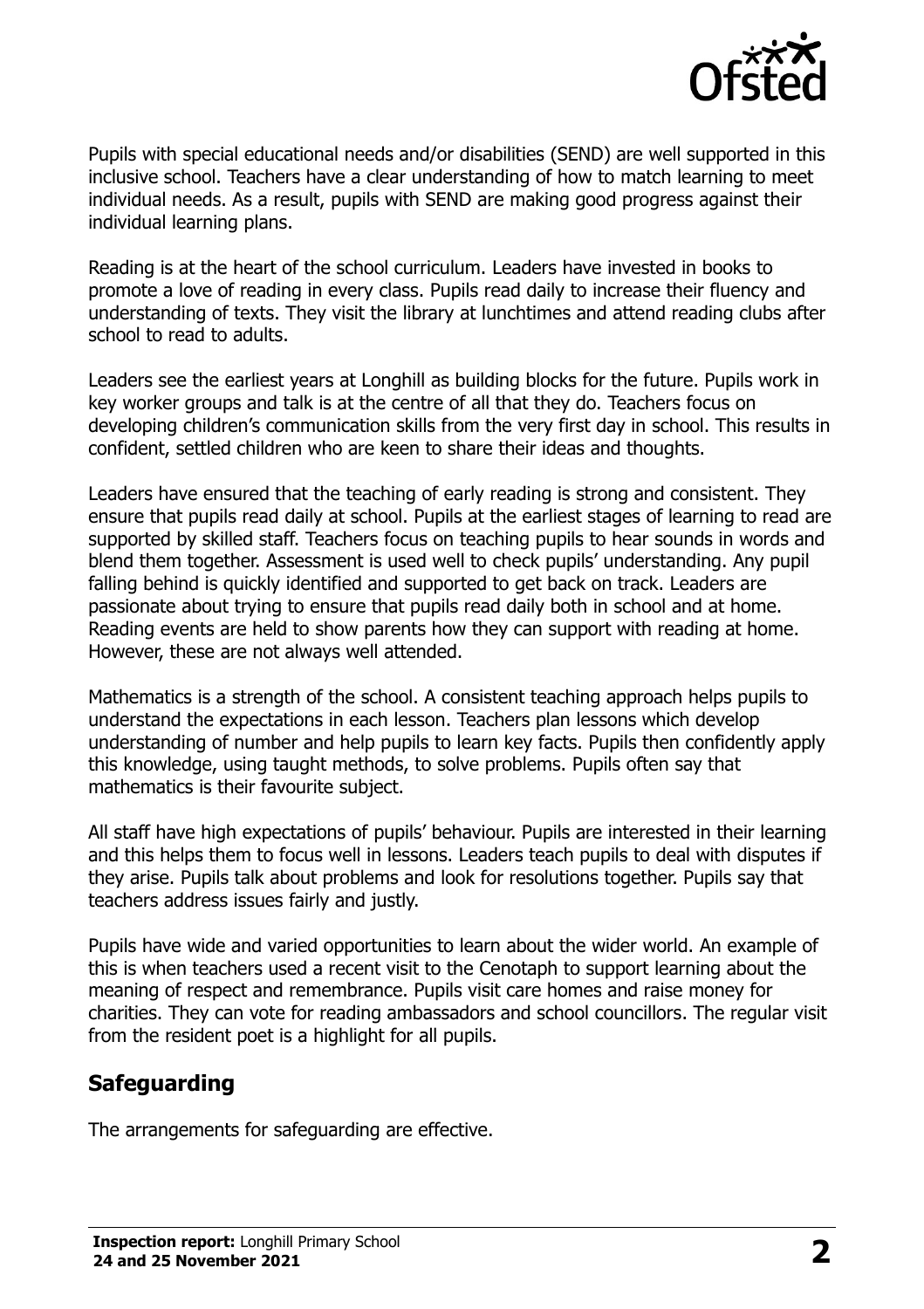Pupils with special educational needs and/or disabilities (SEND) are well supported in this inclusive school. Teachers have a clear understanding of how to match learning to meet individual needs. As a result, pupils with SEND are making good progress against their individual learning plans.

Reading is at the heart of the school curriculum. Leaders have invested in books to promote a love of reading in every class. Pupils read daily to increase their fluency and understanding of texts. They visit the library at lunchtimes and attend reading clubs after school to read to adults.

Leaders see the earliest years at Longhill as building blocks for the future. Pupils work in key worker groups and talk is at the centre of all that they do. Teachers focus on developing children's communication skills from the very first day in school. This results in confident, settled children who are keen to share their ideas and thoughts.

Leaders have ensured that the teaching of early reading is strong and consistent. They ensure that pupils read daily at school. Pupils at the earliest stages of learning to read are supported by skilled staff. Teachers focus on teaching pupils to hear sounds in words and blend them together. Assessment is used well to check pupils' understanding. Any pupil falling behind is quickly identified and supported to get back on track. Leaders are passionate about trying to ensure that pupils read daily both in school and at home. Reading events are held to show parents how they can support with reading at home. However, these are not always well attended.

Mathematics is a strength of the school. A consistent teaching approach helps pupils to understand the expectations in each lesson. Teachers plan lessons which develop understanding of number and help pupils to learn key facts. Pupils then confidently apply this knowledge, using taught methods, to solve problems. Pupils often say that mathematics is their favourite subject.

All staff have high expectations of pupils' behaviour. Pupils are interested in their learning and this helps them to focus well in lessons. Leaders teach pupils to deal with disputes if they arise. Pupils talk about problems and look for resolutions together. Pupils say that teachers address issues fairly and justly.

Pupils have wide and varied opportunities to learn about the wider world. An example of this is when teachers used a recent visit to the Cenotaph to support learning about the meaning of respect and remembrance. Pupils visit care homes and raise money for charities. They can vote for reading ambassadors and school councillors. The regular visit from the resident poet is a highlight for all pupils.

## Safeguarding

The arrangements for safeguarding are effective.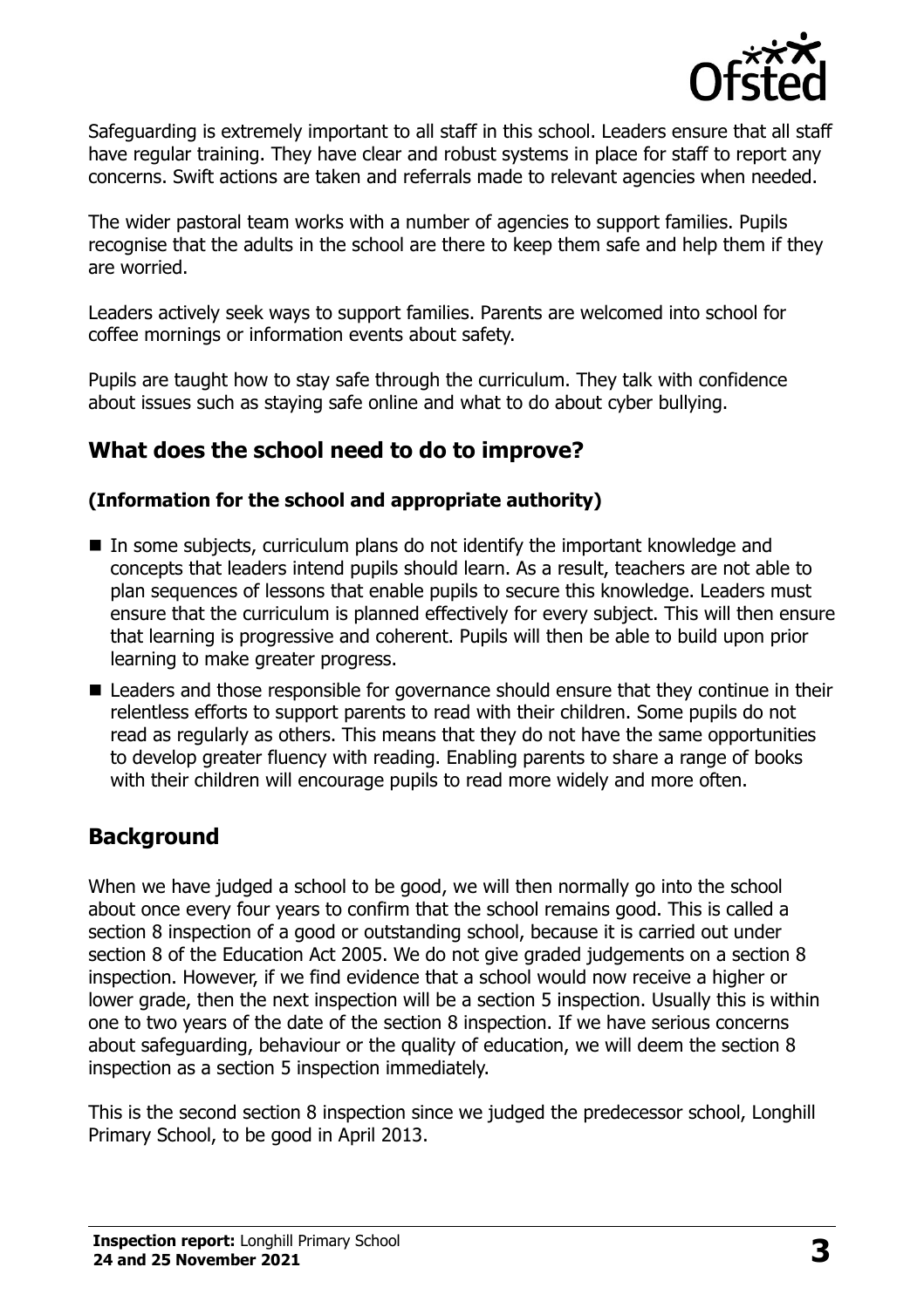Safeguarding is extremely important to all staff in this school. Leaders ensure that all staff have regular training. They have clear and robust systems in place for staff to report any concerns. Swift actions are taken and referrals made to relevant agencies when needed.

The wider pastoral team works with a number of agencies to support families. Pupils recognise that the adults in the school are there to keep them safe and help them if they are worried.

Leaders actively seek ways to support families. Parents are welcomed into school for coffee mornings or information events about safety.

Pupils are taught how to stay safe through the curriculum. They talk with confidence about issues such as staying safe online and what to do about cyber bullying.

## What does the school need to do to improve?

### (Information for the school and appropriate authority)

- In some subjects, curriculum plans do not identify the important knowledge and concepts that leaders intend pupils should learn. As a result, teachers are not able to plan sequences of lessons that enable pupils to secure this knowledge. Leaders must ensure that the curriculum is planned effectively for every subject. This will then ensure that learning is progressive and coherent. Pupils will then be able to build upon prior learning to make greater progress.
- Leaders and those responsible for governance should ensure that they continue in their relentless efforts to support parents to read with their children. Some pupils do not read as regularly as others. This means that they do not have the same opportunities to develop greater fluency with reading. Enabling parents to share a range of books with their children will encourage pupils to read more widely and more often.

## Background

When we have judged a school to be good, we will then normally go into the school about once every four years to confirm that the school remains good. This is called a section 8 inspection of a good or outstanding school, because it is carried out under section 8 of the Education Act 2005. We do not give graded judgements on a section 8 inspection. However, if we find evidence that a school would now receive a higher or lower grade, then the next inspection will be a section 5 inspection. Usually this is within one to two years of the date of the section 8 inspection. If we have serious concerns about safeguarding, behaviour or the quality of education, we will deem the section 8 inspection as a section 5 inspection immediately.

This is the second section 8 inspection since we judged the predecessor school, Longhill Primary School, to be good in April 2013.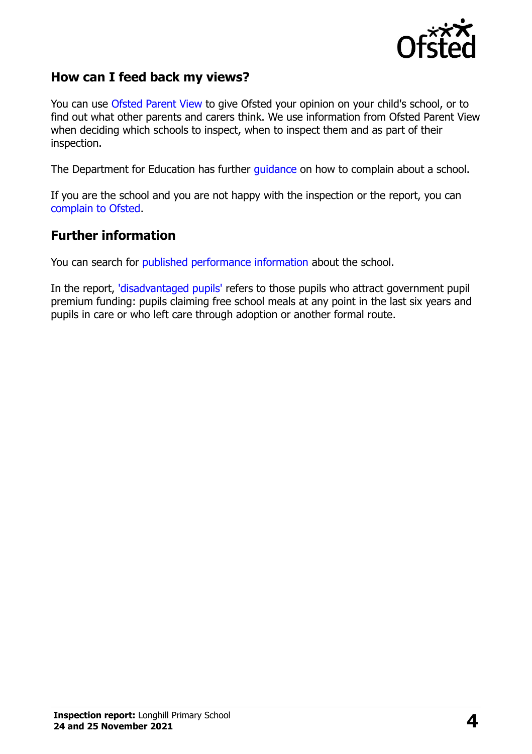## How can I feed back my views?

You can use Ofsted Parent View to give Ofsted your opinion on your child's school, or to find out what other parents and carers think. We use information from Ofsted Parent View when deciding which schools to inspect, when to inspect them and as part of their inspection.

The Department for Education has further guidance on how to complain about a school.

If you are the school and you are not happy with the inspection or the report, you can complain to Ofsted.

## Further information

You can search for published performance information about the school.

In the report, 'disadvantaged pupils' refers to those pupils who attract government pupil premium funding: pupils claiming free school meals at any point in the last six years and pupils in care or who left care through adoption or another formal route.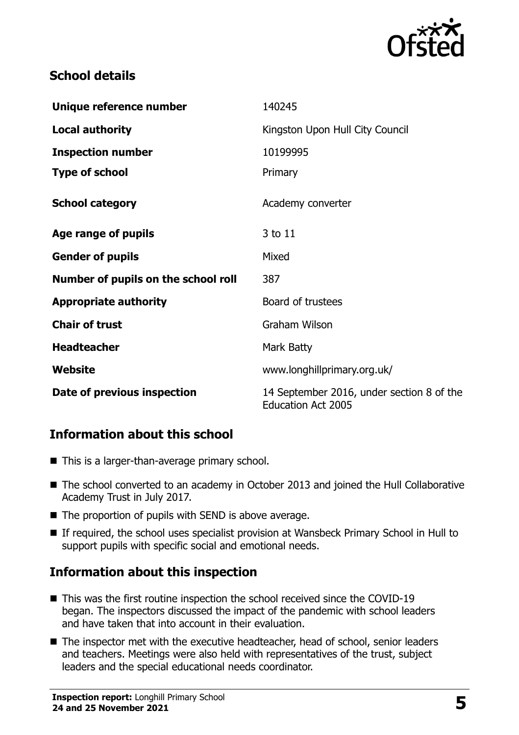## School details

| Unique reference number | 140245 |
| --- | --- |
| **Local authority** | Kingston Upon Hull City Council |
| **Inspection number** | 10199995 |
| **Type of school** | Primary |
| **School category** | Academy converter |
| **Age range of pupils** | 3 to 11 |
| **Gender of pupils** | Mixed |
| **Number of pupils on the school roll** | 387 |
| **Appropriate authority** | Board of trustees |
| **Chair of trust** | Graham Wilson |
| **Headteacher** | Mark Batty |
| **Website** | www.longhillprimary.org.uk/ |
| **Date of previous inspection** | 14 September 2016, under section 8 of the Education Act 2005 |

## Information about this school

- This is a larger-than-average primary school.
- The school converted to an academy in October 2013 and joined the Hull Collaborative Academy Trust in July 2017.
- The proportion of pupils with SEND is above average.
- If required, the school uses specialist provision at Wansbeck Primary School in Hull to support pupils with specific social and emotional needs.

## Information about this inspection

- This was the first routine inspection the school received since the COVID-19 began. The inspectors discussed the impact of the pandemic with school leaders and have taken that into account in their evaluation.
- The inspector met with the executive headteacher, head of school, senior leaders and teachers. Meetings were also held with representatives of the trust, subject leaders and the special educational needs coordinator.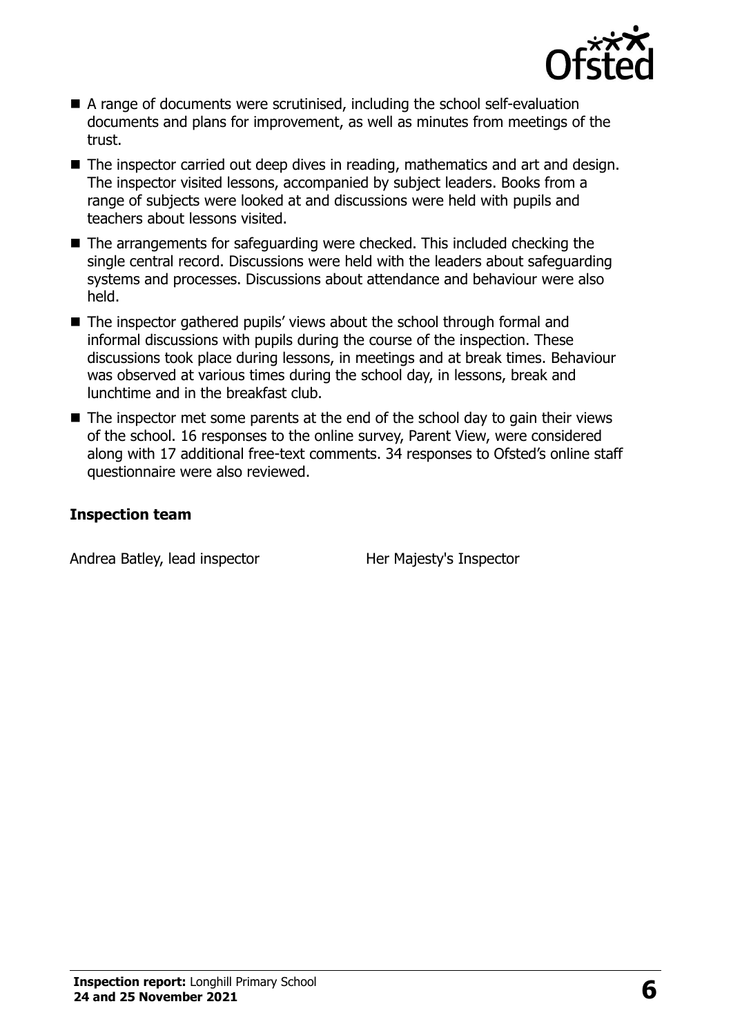- A range of documents were scrutinised, including the school self-evaluation documents and plans for improvement, as well as minutes from meetings of the trust.
- The inspector carried out deep dives in reading, mathematics and art and design. The inspector visited lessons, accompanied by subject leaders. Books from a range of subjects were looked at and discussions were held with pupils and teachers about lessons visited.
- The arrangements for safeguarding were checked. This included checking the single central record. Discussions were held with the leaders about safeguarding systems and processes. Discussions about attendance and behaviour were also held.
- The inspector gathered pupils' views about the school through formal and informal discussions with pupils during the course of the inspection. These discussions took place during lessons, in meetings and at break times. Behaviour was observed at various times during the school day, in lessons, break and lunchtime and in the breakfast club.
- The inspector met some parents at the end of the school day to gain their views of the school. 16 responses to the online survey, Parent View, were considered along with 17 additional free-text comments. 34 responses to Ofsted's online staff questionnaire were also reviewed.

### Inspection team

| | |
|---|---|
| Andrea Batley, lead inspector | Her Majesty's Inspector |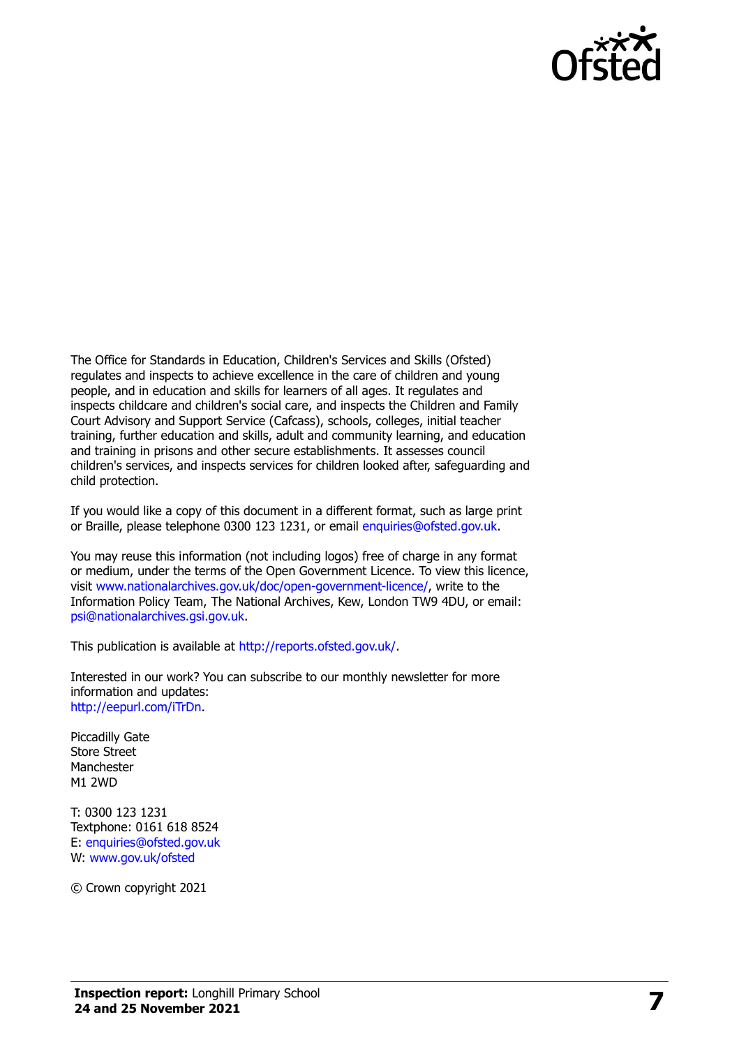The Office for Standards in Education, Children's Services and Skills (Ofsted) regulates and inspects to achieve excellence in the care of children and young people, and in education and skills for learners of all ages. It regulates and inspects childcare and children's social care, and inspects the Children and Family Court Advisory and Support Service (Cafcass), schools, colleges, initial teacher training, further education and skills, adult and community learning, and education and training in prisons and other secure establishments. It assesses council children's services, and inspects services for children looked after, safeguarding and child protection.

If you would like a copy of this document in a different format, such as large print or Braille, please telephone 0300 123 1231, or email enquiries@ofsted.gov.uk.

You may reuse this information (not including logos) free of charge in any format or medium, under the terms of the Open Government Licence. To view this licence, visit www.nationalarchives.gov.uk/doc/open-government-licence/, write to the Information Policy Team, The National Archives, Kew, London TW9 4DU, or email: psi@nationalarchives.gsi.gov.uk.

This publication is available at http://reports.ofsted.gov.uk/.

Interested in our work? You can subscribe to our monthly newsletter for more information and updates:
http://eepurl.com/iTrDn.

Piccadilly Gate
Store Street
Manchester
M1 2WD

T: 0300 123 1231
Textphone: 0161 618 8524
E: enquiries@ofsted.gov.uk
W: www.gov.uk/ofsted

© Crown copyright 2021